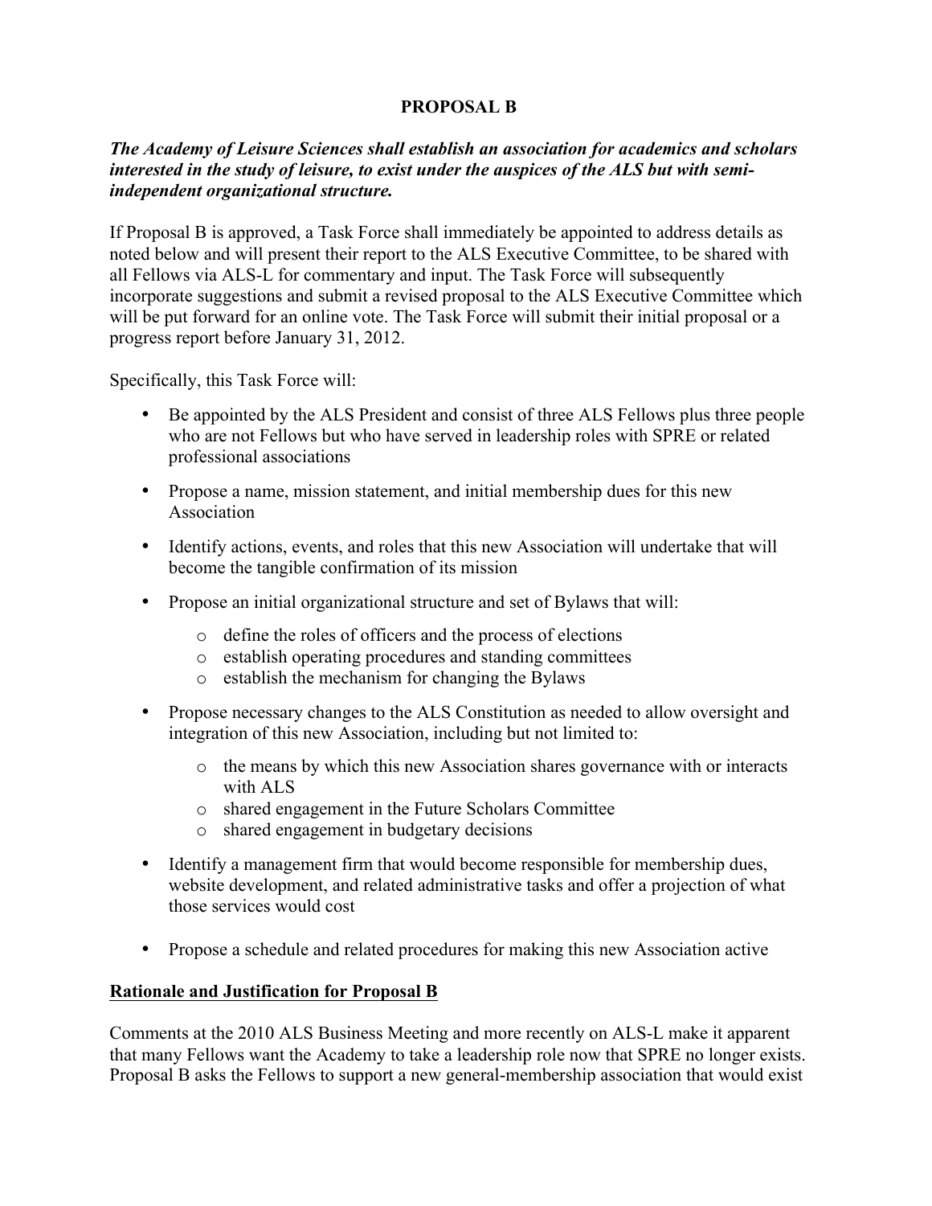# PROPOSAL B

***The Academy of Leisure Sciences shall establish an association for academics and scholars interested in the study of leisure, to exist under the auspices of the ALS but with semi-independent organizational structure.***

If Proposal B is approved, a Task Force shall immediately be appointed to address details as noted below and will present their report to the ALS Executive Committee, to be shared with all Fellows via ALS-L for commentary and input. The Task Force will subsequently incorporate suggestions and submit a revised proposal to the ALS Executive Committee which will be put forward for an online vote. The Task Force will submit their initial proposal or a progress report before January 31, 2012.

Specifically, this Task Force will:

- Be appointed by the ALS President and consist of three ALS Fellows plus three people who are not Fellows but who have served in leadership roles with SPRE or related professional associations
- Propose a name, mission statement, and initial membership dues for this new Association
- Identify actions, events, and roles that this new Association will undertake that will become the tangible confirmation of its mission
- Propose an initial organizational structure and set of Bylaws that will:
    - define the roles of officers and the process of elections
    - establish operating procedures and standing committees
    - establish the mechanism for changing the Bylaws
- Propose necessary changes to the ALS Constitution as needed to allow oversight and integration of this new Association, including but not limited to:
    - the means by which this new Association shares governance with or interacts with ALS
    - shared engagement in the Future Scholars Committee
    - shared engagement in budgetary decisions
- Identify a management firm that would become responsible for membership dues, website development, and related administrative tasks and offer a projection of what those services would cost
- Propose a schedule and related procedures for making this new Association active

## Rationale and Justification for Proposal B

Comments at the 2010 ALS Business Meeting and more recently on ALS-L make it apparent that many Fellows want the Academy to take a leadership role now that SPRE no longer exists. Proposal B asks the Fellows to support a new general-membership association that would exist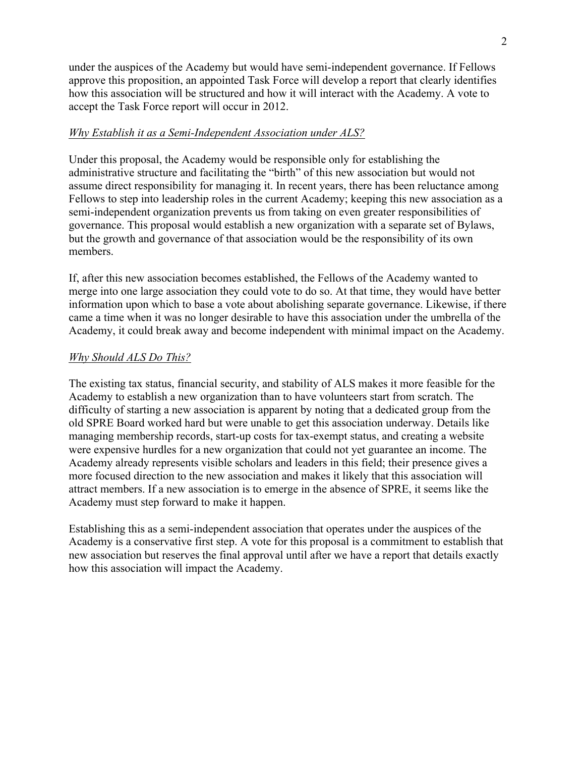under the auspices of the Academy but would have semi-independent governance. If Fellows approve this proposition, an appointed Task Force will develop a report that clearly identifies how this association will be structured and how it will interact with the Academy. A vote to accept the Task Force report will occur in 2012.

*Why Establish it as a Semi-Independent Association under ALS?*

Under this proposal, the Academy would be responsible only for establishing the administrative structure and facilitating the "birth" of this new association but would not assume direct responsibility for managing it. In recent years, there has been reluctance among Fellows to step into leadership roles in the current Academy; keeping this new association as a semi-independent organization prevents us from taking on even greater responsibilities of governance. This proposal would establish a new organization with a separate set of Bylaws, but the growth and governance of that association would be the responsibility of its own members.

If, after this new association becomes established, the Fellows of the Academy wanted to merge into one large association they could vote to do so. At that time, they would have better information upon which to base a vote about abolishing separate governance. Likewise, if there came a time when it was no longer desirable to have this association under the umbrella of the Academy, it could break away and become independent with minimal impact on the Academy.

*Why Should ALS Do This?*

The existing tax status, financial security, and stability of ALS makes it more feasible for the Academy to establish a new organization than to have volunteers start from scratch. The difficulty of starting a new association is apparent by noting that a dedicated group from the old SPRE Board worked hard but were unable to get this association underway. Details like managing membership records, start-up costs for tax-exempt status, and creating a website were expensive hurdles for a new organization that could not yet guarantee an income. The Academy already represents visible scholars and leaders in this field; their presence gives a more focused direction to the new association and makes it likely that this association will attract members. If a new association is to emerge in the absence of SPRE, it seems like the Academy must step forward to make it happen.

Establishing this as a semi-independent association that operates under the auspices of the Academy is a conservative first step. A vote for this proposal is a commitment to establish that new association but reserves the final approval until after we have a report that details exactly how this association will impact the Academy.